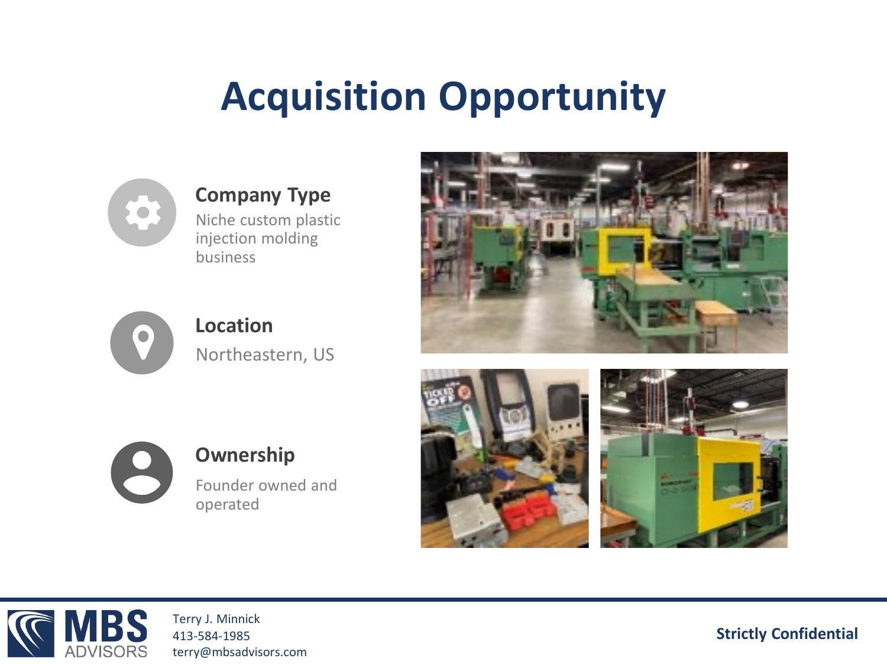# Acquisition Opportunity

### Company Type

Niche custom plastic injection molding business

### Location

Northeastern, US

### Ownership

Founder owned and operated

Terry J. Minnick
413-584-1985
terry@mbsadvisors.com

**Strictly Confidential**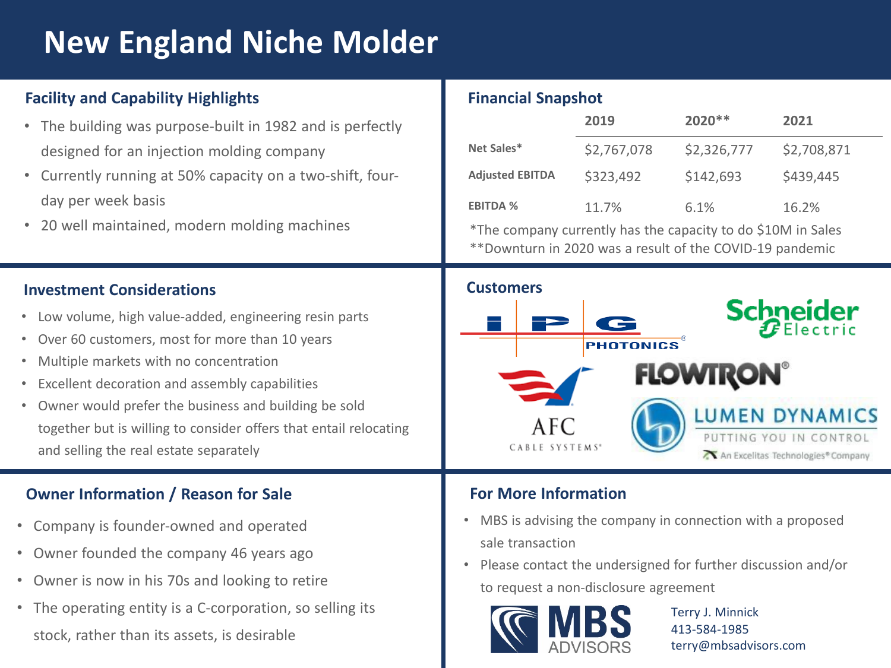# New England Niche Molder

## Facility and Capability Highlights

- The building was purpose-built in 1982 and is perfectly designed for an injection molding company
- Currently running at 50% capacity on a two-shift, four-day per week basis
- 20 well maintained, modern molding machines

## Financial Snapshot

| | 2019 | 2020** | 2021 |
|---|---|---|---|
| **Net Sales*** | $2,767,078 | $2,326,777 | $2,708,871 |
| **Adjusted EBITDA** | $323,492 | $142,693 | $439,445 |
| **EBITDA %** | 11.7% | 6.1% | 16.2% |

*The company currently has the capacity to do $10M in Sales

**Downturn in 2020 was a result of the COVID-19 pandemic

## Investment Considerations

- Low volume, high value-added, engineering resin parts
- Over 60 customers, most for more than 10 years
- Multiple markets with no concentration
- Excellent decoration and assembly capabilities
- Owner would prefer the business and building be sold together but is willing to consider offers that entail relocating and selling the real estate separately

## Customers

IPG PHOTONICS

Schneider Electric

FLOWTRON

AFC CABLE SYSTEMS

LUMEN DYNAMICS — PUTTING YOU IN CONTROL — An Excelitas Technologies Company

## Owner Information / Reason for Sale

- Company is founder-owned and operated
- Owner founded the company 46 years ago
- Owner is now in his 70s and looking to retire
- The operating entity is a C-corporation, so selling its stock, rather than its assets, is desirable

## For More Information

- MBS is advising the company in connection with a proposed sale transaction
- Please contact the undersigned for further discussion and/or to request a non-disclosure agreement

MBS ADVISORS

Terry J. Minnick
413-584-1985
terry@mbsadvisors.com